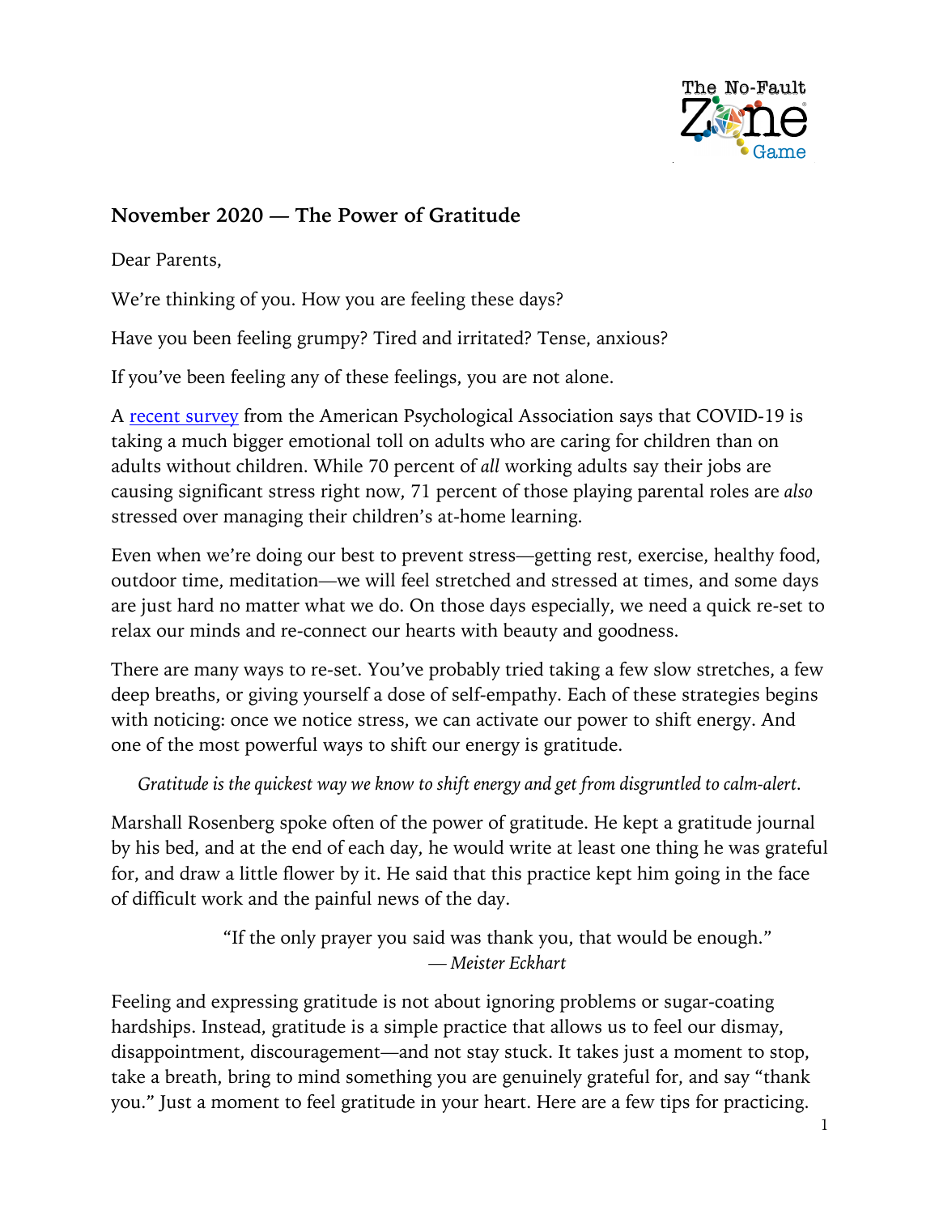## November 2020 — The Power of Gratitude

Dear Parents,

We're thinking of you. How you are feeling these days?

Have you been feeling grumpy? Tired and irritated? Tense, anxious?

If you've been feeling any of these feelings, you are not alone.

A recent survey from the American Psychological Association says that COVID-19 is taking a much bigger emotional toll on adults who are caring for children than on adults without children. While 70 percent of *all* working adults say their jobs are causing significant stress right now, 71 percent of those playing parental roles are *also* stressed over managing their children's at-home learning.

Even when we're doing our best to prevent stress—getting rest, exercise, healthy food, outdoor time, meditation—we will feel stretched and stressed at times, and some days are just hard no matter what we do. On those days especially, we need a quick re-set to relax our minds and re-connect our hearts with beauty and goodness.

There are many ways to re-set. You've probably tried taking a few slow stretches, a few deep breaths, or giving yourself a dose of self-empathy. Each of these strategies begins with noticing: once we notice stress, we can activate our power to shift energy. And one of the most powerful ways to shift our energy is gratitude.

*Gratitude is the quickest way we know to shift energy and get from disgruntled to calm-alert.*

Marshall Rosenberg spoke often of the power of gratitude. He kept a gratitude journal by his bed, and at the end of each day, he would write at least one thing he was grateful for, and draw a little flower by it. He said that this practice kept him going in the face of difficult work and the painful news of the day.

> "If the only prayer you said was thank you, that would be enough."
> — *Meister Eckhart*

Feeling and expressing gratitude is not about ignoring problems or sugar-coating hardships. Instead, gratitude is a simple practice that allows us to feel our dismay, disappointment, discouragement—and not stay stuck. It takes just a moment to stop, take a breath, bring to mind something you are genuinely grateful for, and say "thank you." Just a moment to feel gratitude in your heart. Here are a few tips for practicing.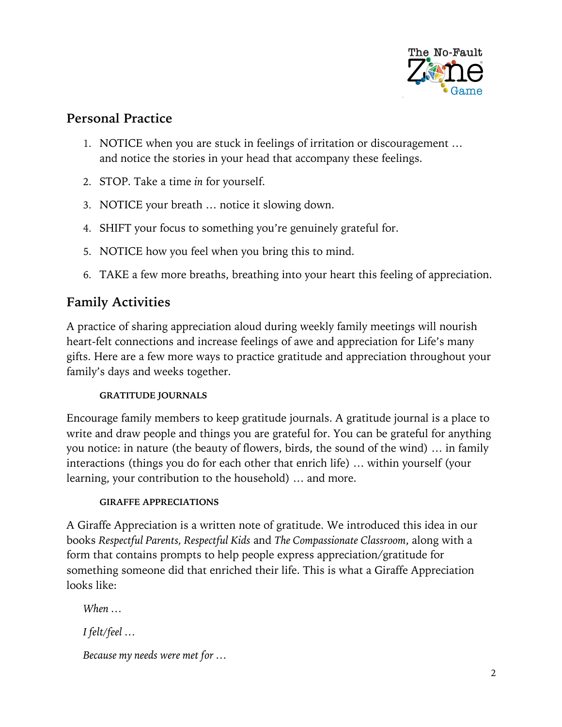## Personal Practice

1. NOTICE when you are stuck in feelings of irritation or discouragement … and notice the stories in your head that accompany these feelings.
2. STOP. Take a time *in* for yourself.
3. NOTICE your breath … notice it slowing down.
4. SHIFT your focus to something you're genuinely grateful for.
5. NOTICE how you feel when you bring this to mind.
6. TAKE a few more breaths, breathing into your heart this feeling of appreciation.

## Family Activities

A practice of sharing appreciation aloud during weekly family meetings will nourish heart-felt connections and increase feelings of awe and appreciation for Life's many gifts. Here are a few more ways to practice gratitude and appreciation throughout your family's days and weeks together.

#### GRATITUDE JOURNALS

Encourage family members to keep gratitude journals. A gratitude journal is a place to write and draw people and things you are grateful for. You can be grateful for anything you notice: in nature (the beauty of flowers, birds, the sound of the wind) … in family interactions (things you do for each other that enrich life) … within yourself (your learning, your contribution to the household) … and more.

#### GIRAFFE APPRECIATIONS

A Giraffe Appreciation is a written note of gratitude. We introduced this idea in our books *Respectful Parents, Respectful Kids* and *The Compassionate Classroom*, along with a form that contains prompts to help people express appreciation/gratitude for something someone did that enriched their life. This is what a Giraffe Appreciation looks like:

*When …*

*I felt/feel …*

*Because my needs were met for …*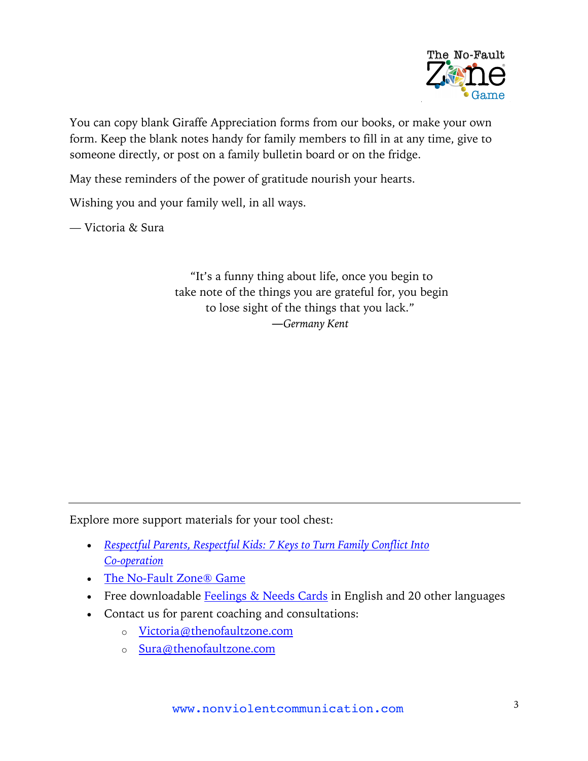You can copy blank Giraffe Appreciation forms from our books, or make your own form. Keep the blank notes handy for family members to fill in at any time, give to someone directly, or post on a family bulletin board or on the fridge.

May these reminders of the power of gratitude nourish your hearts.

Wishing you and your family well, in all ways.

— Victoria & Sura

> "It's a funny thing about life, once you begin to take note of the things you are grateful for, you begin to lose sight of the things that you lack."
> —*Germany Kent*

---

Explore more support materials for your tool chest:

- *Respectful Parents, Respectful Kids: 7 Keys to Turn Family Conflict Into Co-operation*
- The No-Fault Zone® Game
- Free downloadable Feelings & Needs Cards in English and 20 other languages
- Contact us for parent coaching and consultations:
  - Victoria@thenofaultzone.com
  - Sura@thenofaultzone.com

www.nonviolentcommunication.com